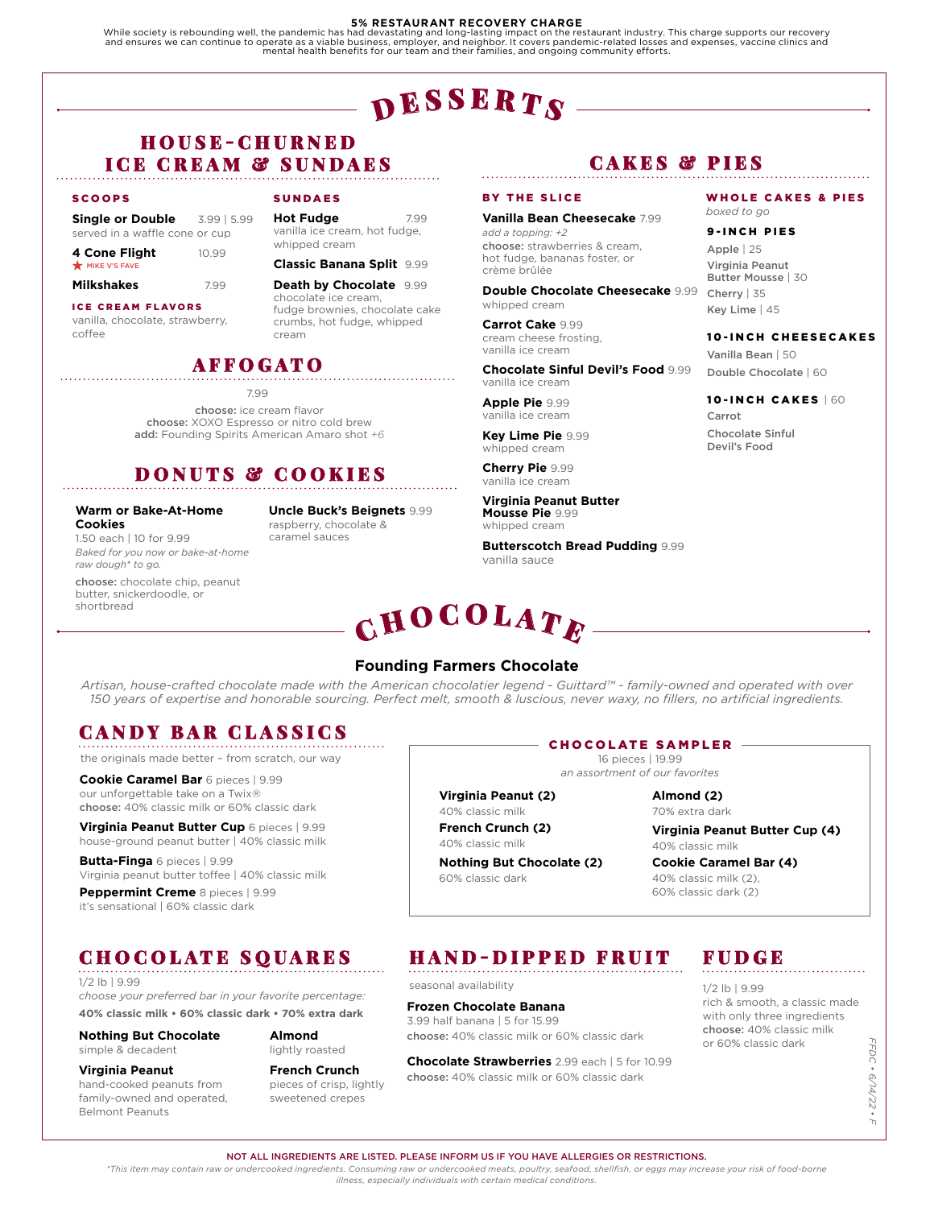**5% RESTAURANT RECOVERY CHARGE**
While society is rebounding well, the pandemic has had devastating and long-lasting impact on the restaurant industry. This charge supports our recovery and ensures we can continue to operate as a viable business, employer, and neighbor. It covers pandemic-related losses and expenses, vaccine clinics and mental health benefits for our team and their families, and ongoing community efforts.

# DESSERTS

## HOUSE-CHURNED ICE CREAM & SUNDAES

### SCOOPS

**Single or Double** 3.99 | 5.99
served in a waffle cone or cup

**4 Cone Flight** 10.99
★ MIKE V'S FAVE

**Milkshakes** 7.99

### ICE CREAM FLAVORS

vanilla, chocolate, strawberry, coffee

### SUNDAES

**Hot Fudge** 7.99
vanilla ice cream, hot fudge, whipped cream

**Classic Banana Split** 9.99

**Death by Chocolate** 9.99
chocolate ice cream, fudge brownies, chocolate cake crumbs, hot fudge, whipped cream

## AFFOGATO

7.99

**choose:** ice cream flavor
**choose:** XOXO Espresso or nitro cold brew
**add:** Founding Spirits American Amaro shot *+6*

## DONUTS & COOKIES

**Warm or Bake-At-Home Cookies**
1.50 each | 10 for 9.99
*Baked for you now or bake-at-home raw dough* to go.*
**choose:** chocolate chip, peanut butter, snickerdoodle, or shortbread

**Uncle Buck's Beignets** 9.99
raspberry, chocolate & caramel sauces

## CAKES & PIES

### BY THE SLICE

**Vanilla Bean Cheesecake** 7.99
*add a topping: +2*
**choose:** strawberries & cream, hot fudge, bananas foster, or crème brûlée

**Double Chocolate Cheesecake** 9.99
whipped cream

**Carrot Cake** 9.99
cream cheese frosting, vanilla ice cream

**Chocolate Sinful Devil's Food** 9.99
vanilla ice cream

**Apple Pie** 9.99
vanilla ice cream

**Key Lime Pie** 9.99
whipped cream

**Cherry Pie** 9.99
vanilla ice cream

**Virginia Peanut Butter Mousse Pie** 9.99
whipped cream

**Butterscotch Bread Pudding** 9.99
vanilla sauce

### WHOLE CAKES & PIES

*boxed to go*

#### 9-INCH PIES

**Apple** | 25
**Virginia Peanut Butter Mousse** | 30
**Cherry** | 35
**Key Lime** | 45

#### 10-INCH CHEESECAKES

**Vanilla Bean** | 50
**Double Chocolate** | 60

#### 10-INCH CAKES | 60

**Carrot**
**Chocolate Sinful Devil's Food**

# CHOCOLATE

## Founding Farmers Chocolate

*Artisan, house-crafted chocolate made with the American chocolatier legend - Guittard™ - family-owned and operated with over 150 years of expertise and honorable sourcing. Perfect melt, smooth & luscious, never waxy, no fillers, no artificial ingredients.*

## CANDY BAR CLASSICS

the originals made better – from scratch, our way

**Cookie Caramel Bar** 6 pieces | 9.99
our unforgettable take on a Twix®
**choose:** 40% classic milk or 60% classic dark

**Virginia Peanut Butter Cup** 6 pieces | 9.99
house-ground peanut butter | 40% classic milk

**Butta-Finga** 6 pieces | 9.99
Virginia peanut butter toffee | 40% classic milk

**Peppermint Creme** 8 pieces | 9.99
it's sensational | 60% classic dark

## CHOCOLATE SAMPLER

16 pieces | 19.99
*an assortment of our favorites*

**Virginia Peanut (2)**
40% classic milk

**French Crunch (2)**
40% classic milk

**Nothing But Chocolate (2)**
60% classic dark

**Almond (2)**
70% extra dark

**Virginia Peanut Butter Cup (4)**
40% classic milk

**Cookie Caramel Bar (4)**
40% classic milk (2), 60% classic dark (2)

## CHOCOLATE SQUARES

1/2 lb | 9.99
*choose your preferred bar in your favorite percentage:*
**40% classic milk • 60% classic dark • 70% extra dark**

**Nothing But Chocolate**
simple & decadent

**Virginia Peanut**
hand-cooked peanuts from family-owned and operated, Belmont Peanuts

**Almond**
lightly roasted

**French Crunch**
pieces of crisp, lightly sweetened crepes

## HAND-DIPPED FRUIT

seasonal availability

**Frozen Chocolate Banana**
3.99 half banana | 5 for 15.99
**choose:** 40% classic milk or 60% classic dark

**Chocolate Strawberries** 2.99 each | 5 for 10.99
**choose:** 40% classic milk or 60% classic dark

## FUDGE

1/2 lb | 9.99
rich & smooth, a classic made with only three ingredients
**choose:** 40% classic milk or 60% classic dark

FFDC • 6/14/22 • F

**NOT ALL INGREDIENTS ARE LISTED. PLEASE INFORM US IF YOU HAVE ALLERGIES OR RESTRICTIONS.**

*This item may contain raw or undercooked ingredients. Consuming raw or undercooked meats, poultry, seafood, shellfish, or eggs may increase your risk of food-borne illness, especially individuals with certain medical conditions.*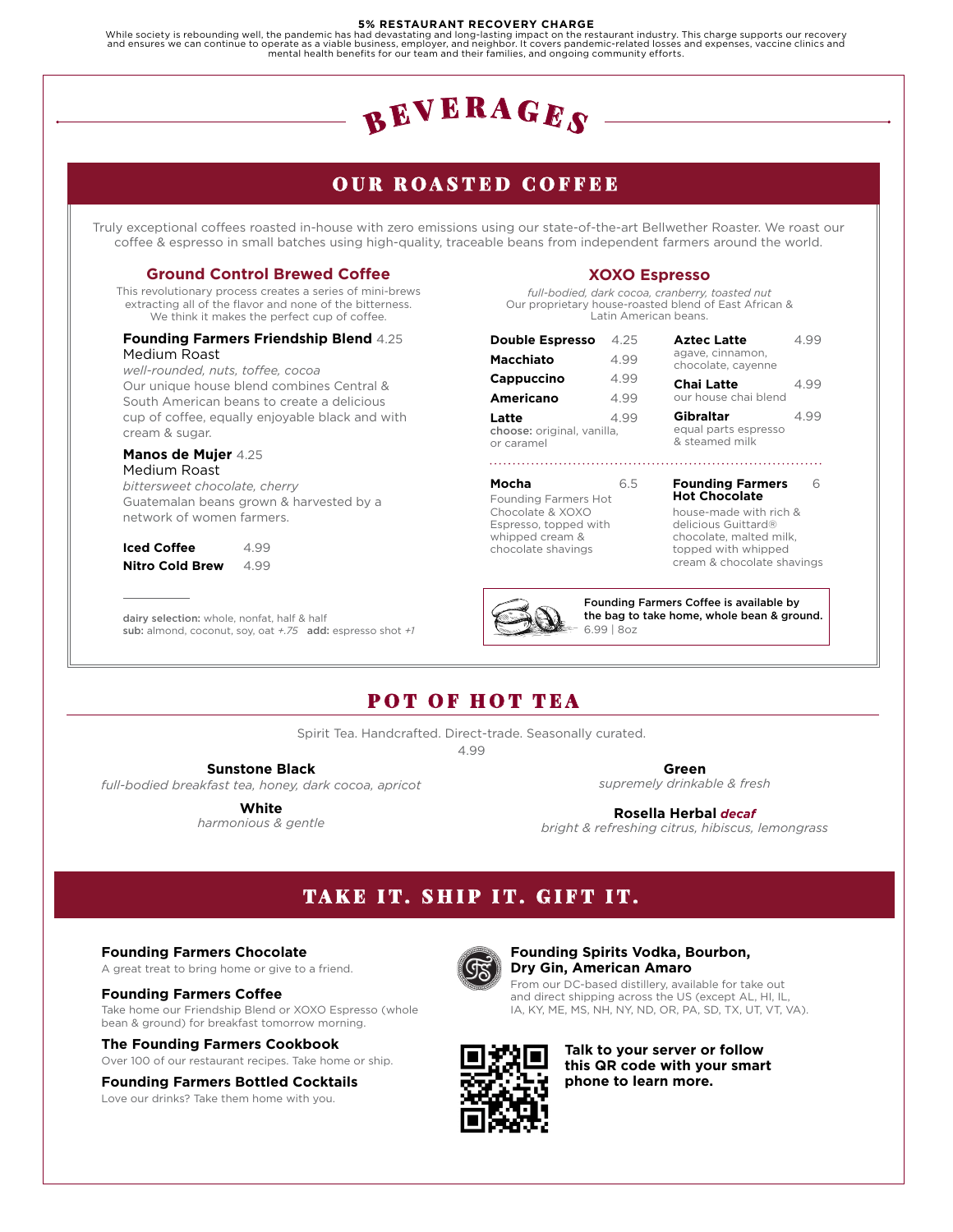**5% RESTAURANT RECOVERY CHARGE**

While society is rebounding well, the pandemic has had devastating and long-lasting impact on the restaurant industry. This charge supports our recovery and ensures we can continue to operate as a viable business, employer, and neighbor. It covers pandemic-related losses and expenses, vaccine clinics and mental health benefits for our team and their families, and ongoing community efforts.

# BEVERAGES

## OUR ROASTED COFFEE

Truly exceptional coffees roasted in-house with zero emissions using our state-of-the-art Bellwether Roaster. We roast our coffee & espresso in small batches using high-quality, traceable beans from independent farmers around the world.

### Ground Control Brewed Coffee

This revolutionary process creates a series of mini-brews extracting all of the flavor and none of the bitterness. We think it makes the perfect cup of coffee.

**Founding Farmers Friendship Blend** 4.25
Medium Roast
*well-rounded, nuts, toffee, cocoa*
Our unique house blend combines Central & South American beans to create a delicious cup of coffee, equally enjoyable black and with cream & sugar.

**Manos de Mujer** 4.25
Medium Roast
*bittersweet chocolate, cherry*
Guatemalan beans grown & harvested by a network of women farmers.

**Iced Coffee** 4.99
**Nitro Cold Brew** 4.99

**dairy selection:** whole, nonfat, half & half
**sub:** almond, coconut, soy, oat *+.75* **add:** espresso shot *+1*

### XOXO Espresso

*full-bodied, dark cocoa, cranberry, toasted nut*
Our proprietary house-roasted blend of East African & Latin American beans.

**Double Espresso** 4.25
**Macchiato** 4.99
**Cappuccino** 4.99
**Americano** 4.99
**Latte** 4.99
**choose:** original, vanilla, or caramel

**Aztec Latte** 4.99
agave, cinnamon, chocolate, cayenne

**Chai Latte** 4.99
our house chai blend

**Gibraltar** 4.99
equal parts espresso & steamed milk

**Mocha** 6.5
Founding Farmers Hot Chocolate & XOXO Espresso, topped with whipped cream & chocolate shavings

**Founding Farmers Hot Chocolate** 6
house-made with rich & delicious Guittard® chocolate, malted milk, topped with whipped cream & chocolate shavings

**Founding Farmers Coffee is available by the bag to take home, whole bean & ground.**
6.99 | 8oz

## POT OF HOT TEA

Spirit Tea. Handcrafted. Direct-trade. Seasonally curated.
4.99

**Sunstone Black**
*full-bodied breakfast tea, honey, dark cocoa, apricot*

**White**
*harmonious & gentle*

**Green**
*supremely drinkable & fresh*

**Rosella Herbal** *decaf*
*bright & refreshing citrus, hibiscus, lemongrass*

## TAKE IT. SHIP IT. GIFT IT.

**Founding Farmers Chocolate**
A great treat to bring home or give to a friend.

**Founding Farmers Coffee**
Take home our Friendship Blend or XOXO Espresso (whole bean & ground) for breakfast tomorrow morning.

**The Founding Farmers Cookbook**
Over 100 of our restaurant recipes. Take home or ship.

**Founding Farmers Bottled Cocktails**
Love our drinks? Take them home with you.

**Founding Spirits Vodka, Bourbon, Dry Gin, American Amaro**
From our DC-based distillery, available for take out and direct shipping across the US (except AL, HI, IL, IA, KY, ME, MS, NH, NY, ND, OR, PA, SD, TX, UT, VT, VA).

**Talk to your server or follow this QR code with your smart phone to learn more.**